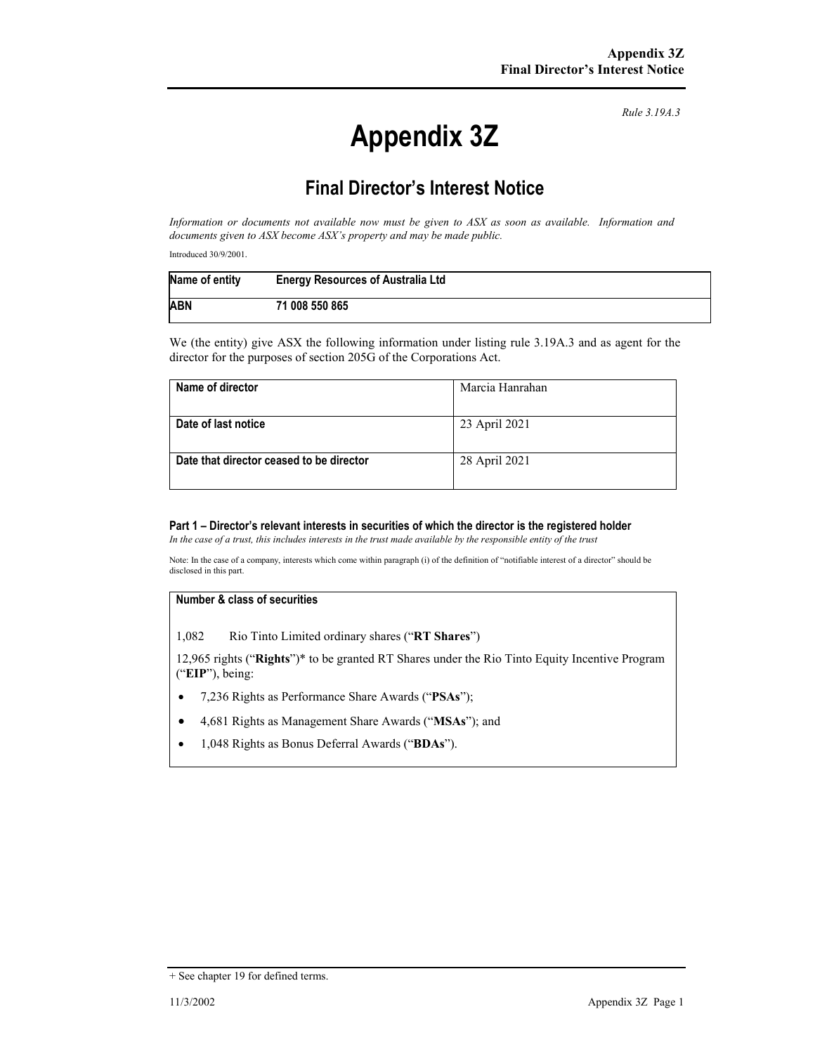*Rule 3.19A.3*

# Appendix 3Z

## Final Director's Interest Notice

*Information or documents not available now must be given to ASX as soon as available. Information and documents given to ASX become ASX's property and may be made public.*

Introduced 30/9/2001.

| Name of entity | Energy Resources of Australia Ltd |
|---|---|
| ABN | 71 008 550 865 |

We (the entity) give ASX the following information under listing rule 3.19A.3 and as agent for the director for the purposes of section 205G of the Corporations Act.

| Name of director | Marcia Hanrahan |
|---|---|
| Date of last notice | 23 April 2021 |
| Date that director ceased to be director | 28 April 2021 |

### Part 1 – Director's relevant interests in securities of which the director is the registered holder

*In the case of a trust, this includes interests in the trust made available by the responsible entity of the trust*

Note: In the case of a company, interests which come within paragraph (i) of the definition of "notifiable interest of a director" should be disclosed in this part.

**Number & class of securities**

1,082 Rio Tinto Limited ordinary shares ("**RT Shares**")

12,965 rights ("**Rights**")* to be granted RT Shares under the Rio Tinto Equity Incentive Program ("**EIP**"), being:

- 7,236 Rights as Performance Share Awards ("**PSAs**");
- 4,681 Rights as Management Share Awards ("**MSAs**"); and
- 1,048 Rights as Bonus Deferral Awards ("**BDAs**").

+ See chapter 19 for defined terms.

11/3/2002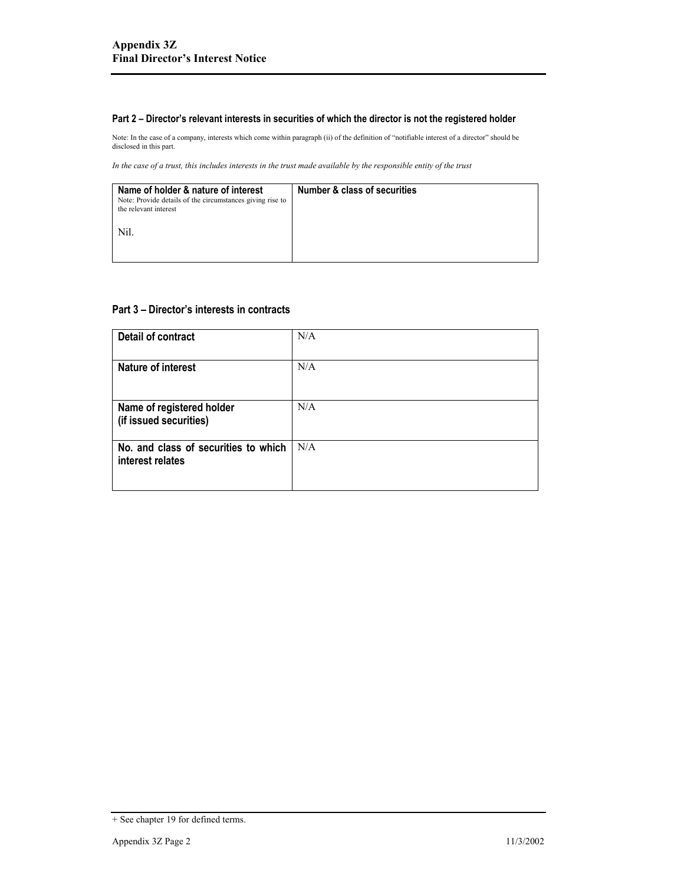## Part 2 – Director's relevant interests in securities of which the director is not the registered holder

Note: In the case of a company, interests which come within paragraph (ii) of the definition of "notifiable interest of a director" should be disclosed in this part.

*In the case of a trust, this includes interests in the trust made available by the responsible entity of the trust*

| **Name of holder & nature of interest**<br>Note: Provide details of the circumstances giving rise to the relevant interest | **Number & class of securities** |
|---|---|
| Nil. | |

## Part 3 – Director's interests in contracts

| | |
|---|---|
| **Detail of contract** | N/A |
| **Nature of interest** | N/A |
| **Name of registered holder (if issued securities)** | N/A |
| **No. and class of securities to which interest relates** | N/A |

+ See chapter 19 for defined terms.